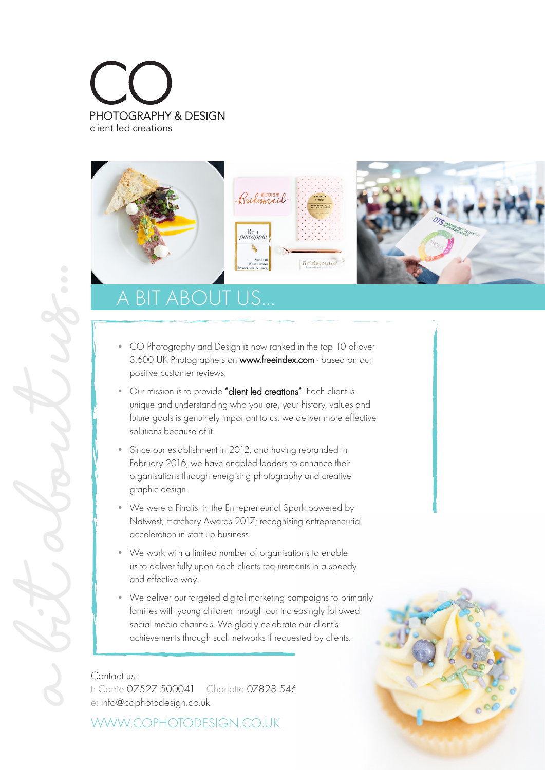# CO

PHOTOGRAPHY & DESIGN
client led creations

## A BIT ABOUT US...

- CO Photography and Design is now ranked in the top 10 of over 3,600 UK Photographers on **www.freeindex.com** - based on our positive customer reviews.
- Our mission is to provide **"client led creations"**. Each client is unique and understanding who you are, your history, values and future goals is genuinely important to us, we deliver more effective solutions because of it.
- Since our establishment in 2012, and having rebranded in February 2016, we have enabled leaders to enhance their organisations through energising photography and creative graphic design.
- We were a Finalist in the Entrepreneurial Spark powered by Natwest, Hatchery Awards 2017; recognising entrepreneurial acceleration in start up business.
- We work with a limited number of organisations to enable us to deliver fully upon each clients requirements in a speedy and effective way.
- We deliver our targeted digital marketing campaigns to primarily families with young children through our increasingly followed social media channels. We gladly celebrate our client's achievements through such networks if requested by clients.

Contact us:
t: Carrie 07527 500041 Charlotte 07828 54(
e: info@cophotodesign.co.uk

WWW.COPHOTODESIGN.CO.UK

*a bit about us...*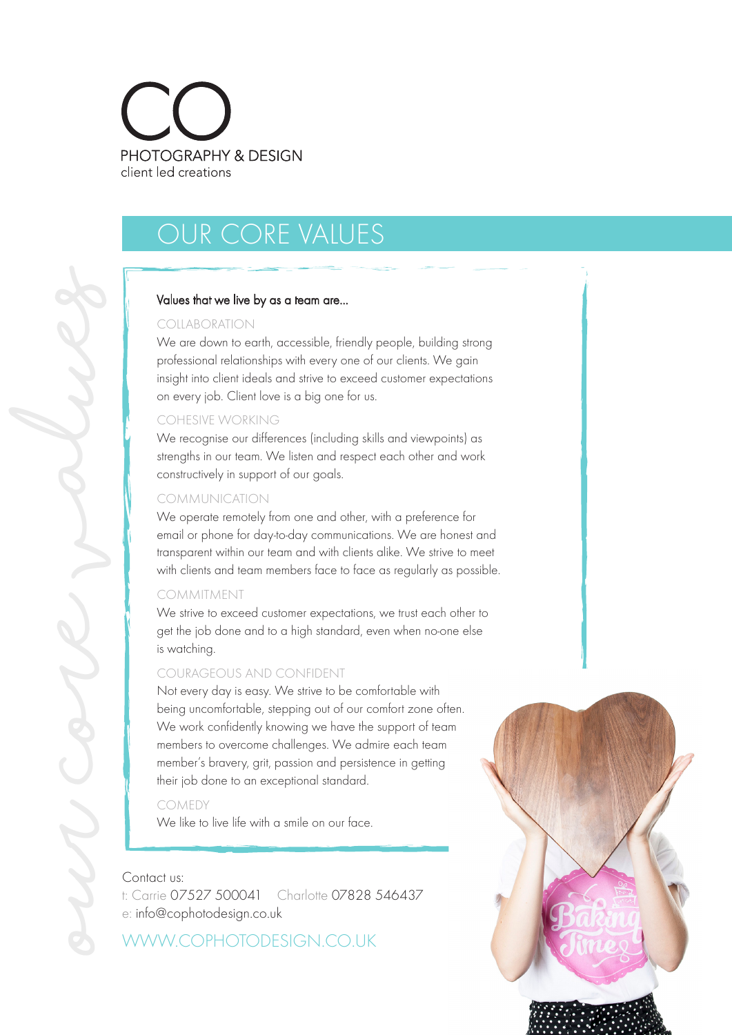# CO

PHOTOGRAPHY & DESIGN
client led creations

## OUR CORE VALUES

our core values

Values that we live by as a team are...

### COLLABORATION

We are down to earth, accessible, friendly people, building strong professional relationships with every one of our clients. We gain insight into client ideals and strive to exceed customer expectations on every job. Client love is a big one for us.

### COHESIVE WORKING

We recognise our differences (including skills and viewpoints) as strengths in our team. We listen and respect each other and work constructively in support of our goals.

### COMMUNICATION

We operate remotely from one and other, with a preference for email or phone for day-to-day communications. We are honest and transparent within our team and with clients alike. We strive to meet with clients and team members face to face as regularly as possible.

### COMMITMENT

We strive to exceed customer expectations, we trust each other to get the job done and to a high standard, even when no-one else is watching.

### COURAGEOUS AND CONFIDENT

Not every day is easy. We strive to be comfortable with being uncomfortable, stepping out of our comfort zone often. We work confidently knowing we have the support of team members to overcome challenges. We admire each team member's bravery, grit, passion and persistence in getting their job done to an exceptional standard.

### COMEDY

We like to live life with a smile on our face.

Contact us:
t: Carrie 07527 500041 Charlotte 07828 546437
e: info@cophotodesign.co.uk

WWW.COPHOTODESIGN.CO.UK